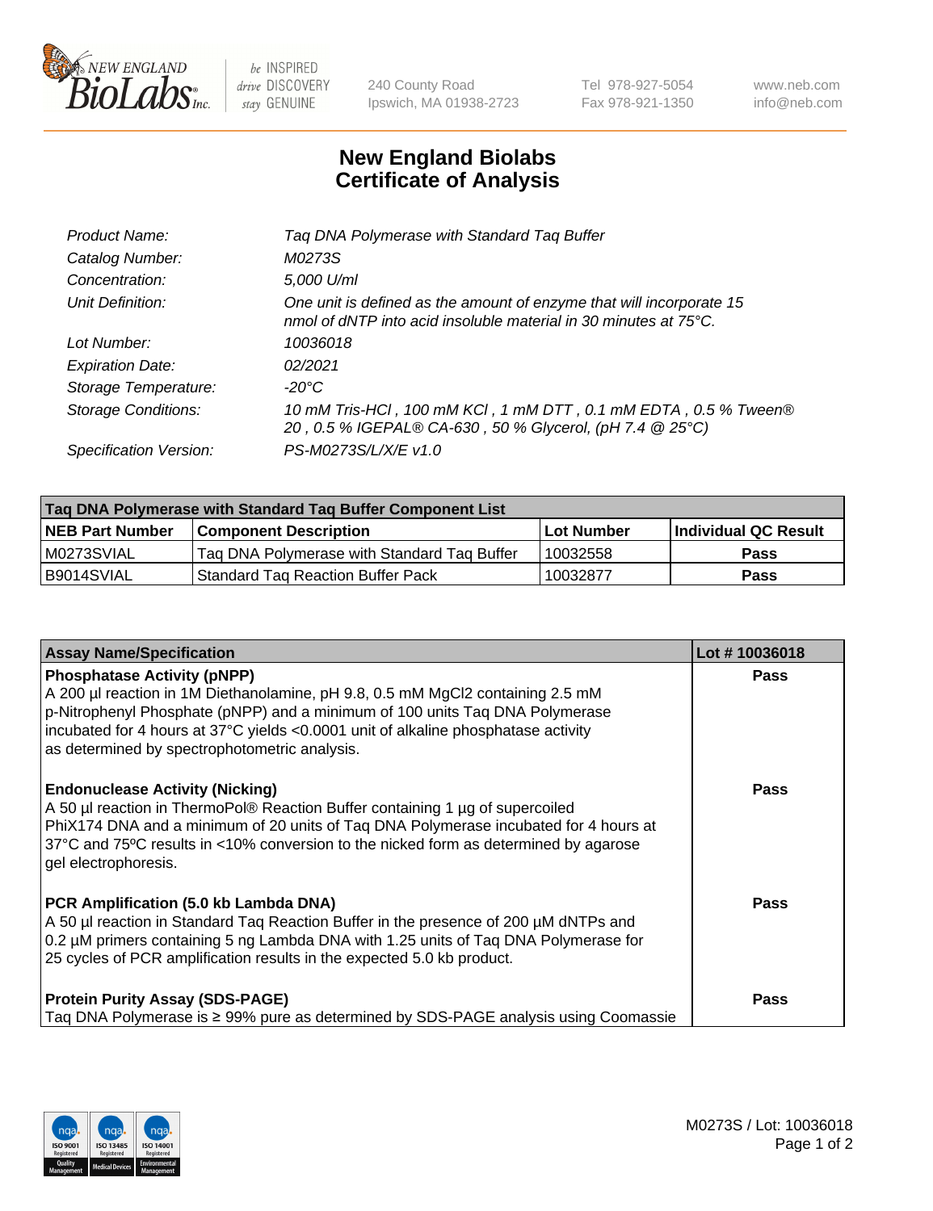# New England Biolabs Certificate of Analysis

| | |
|---|---|
| *Product Name:* | *Taq DNA Polymerase with Standard Taq Buffer* |
| *Catalog Number:* | *M0273S* |
| *Concentration:* | *5,000 U/ml* |
| *Unit Definition:* | *One unit is defined as the amount of enzyme that will incorporate 15 nmol of dNTP into acid insoluble material in 30 minutes at 75°C.* |
| *Lot Number:* | *10036018* |
| *Expiration Date:* | *02/2021* |
| *Storage Temperature:* | *-20°C* |
| *Storage Conditions:* | *10 mM Tris-HCl , 100 mM KCl , 1 mM DTT , 0.1 mM EDTA , 0.5 % Tween® 20 , 0.5 % IGEPAL® CA-630 , 50 % Glycerol, (pH 7.4 @ 25°C)* |
| *Specification Version:* | *PS-M0273S/L/X/E v1.0* |

| Taq DNA Polymerase with Standard Taq Buffer Component List | | | |
|---|---|---|---|
| **NEB Part Number** | **Component Description** | **Lot Number** | **Individual QC Result** |
| M0273SVIAL | Taq DNA Polymerase with Standard Taq Buffer | 10032558 | **Pass** |
| B9014SVIAL | Standard Taq Reaction Buffer Pack | 10032877 | **Pass** |

| Assay Name/Specification | Lot # 10036018 |
|---|---|
| **Phosphatase Activity (pNPP)**<br>A 200 µl reaction in 1M Diethanolamine, pH 9.8, 0.5 mM MgCl2 containing 2.5 mM p-Nitrophenyl Phosphate (pNPP) and a minimum of 100 units Taq DNA Polymerase incubated for 4 hours at 37°C yields <0.0001 unit of alkaline phosphatase activity as determined by spectrophotometric analysis. | **Pass** |
| **Endonuclease Activity (Nicking)**<br>A 50 µl reaction in ThermoPol® Reaction Buffer containing 1 µg of supercoiled PhiX174 DNA and a minimum of 20 units of Taq DNA Polymerase incubated for 4 hours at 37°C and 75ºC results in <10% conversion to the nicked form as determined by agarose gel electrophoresis. | **Pass** |
| **PCR Amplification (5.0 kb Lambda DNA)**<br>A 50 µl reaction in Standard Taq Reaction Buffer in the presence of 200 µM dNTPs and 0.2 µM primers containing 5 ng Lambda DNA with 1.25 units of Taq DNA Polymerase for 25 cycles of PCR amplification results in the expected 5.0 kb product. | **Pass** |
| **Protein Purity Assay (SDS-PAGE)**<br>Taq DNA Polymerase is ≥ 99% pure as determined by SDS-PAGE analysis using Coomassie | **Pass** |

M0273S / Lot: 10036018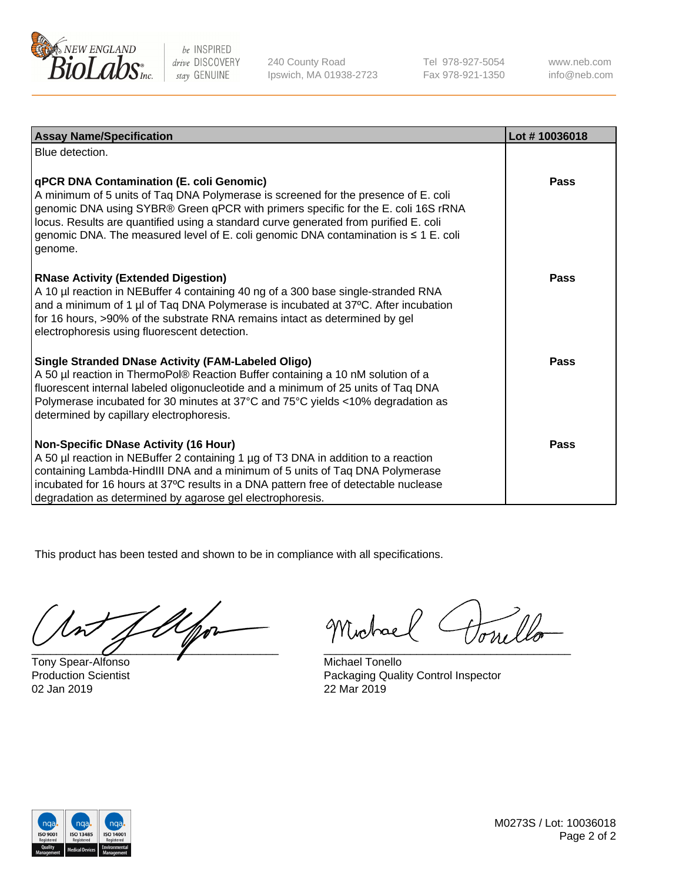| Assay Name/Specification | Lot # 10036018 |
|---|---|
| Blue detection. | |
| **qPCR DNA Contamination (E. coli Genomic)**<br>A minimum of 5 units of Taq DNA Polymerase is screened for the presence of E. coli genomic DNA using SYBR® Green qPCR with primers specific for the E. coli 16S rRNA locus. Results are quantified using a standard curve generated from purified E. coli genomic DNA. The measured level of E. coli genomic DNA contamination is ≤ 1 E. coli genome. | **Pass** |
| **RNase Activity (Extended Digestion)**<br>A 10 µl reaction in NEBuffer 4 containing 40 ng of a 300 base single-stranded RNA and a minimum of 1 µl of Taq DNA Polymerase is incubated at 37ºC. After incubation for 16 hours, >90% of the substrate RNA remains intact as determined by gel electrophoresis using fluorescent detection. | **Pass** |
| **Single Stranded DNase Activity (FAM-Labeled Oligo)**<br>A 50 µl reaction in ThermoPol® Reaction Buffer containing a 10 nM solution of a fluorescent internal labeled oligonucleotide and a minimum of 25 units of Taq DNA Polymerase incubated for 30 minutes at 37°C and 75°C yields <10% degradation as determined by capillary electrophoresis. | **Pass** |
| **Non-Specific DNase Activity (16 Hour)**<br>A 50 µl reaction in NEBuffer 2 containing 1 µg of T3 DNA in addition to a reaction containing Lambda-HindIII DNA and a minimum of 5 units of Taq DNA Polymerase incubated for 16 hours at 37ºC results in a DNA pattern free of detectable nuclease degradation as determined by agarose gel electrophoresis. | **Pass** |

This product has been tested and shown to be in compliance with all specifications.

Tony Spear-Alfonso
Production Scientist
02 Jan 2019

Michael Tonello
Packaging Quality Control Inspector
22 Mar 2019

M0273S / Lot: 10036018